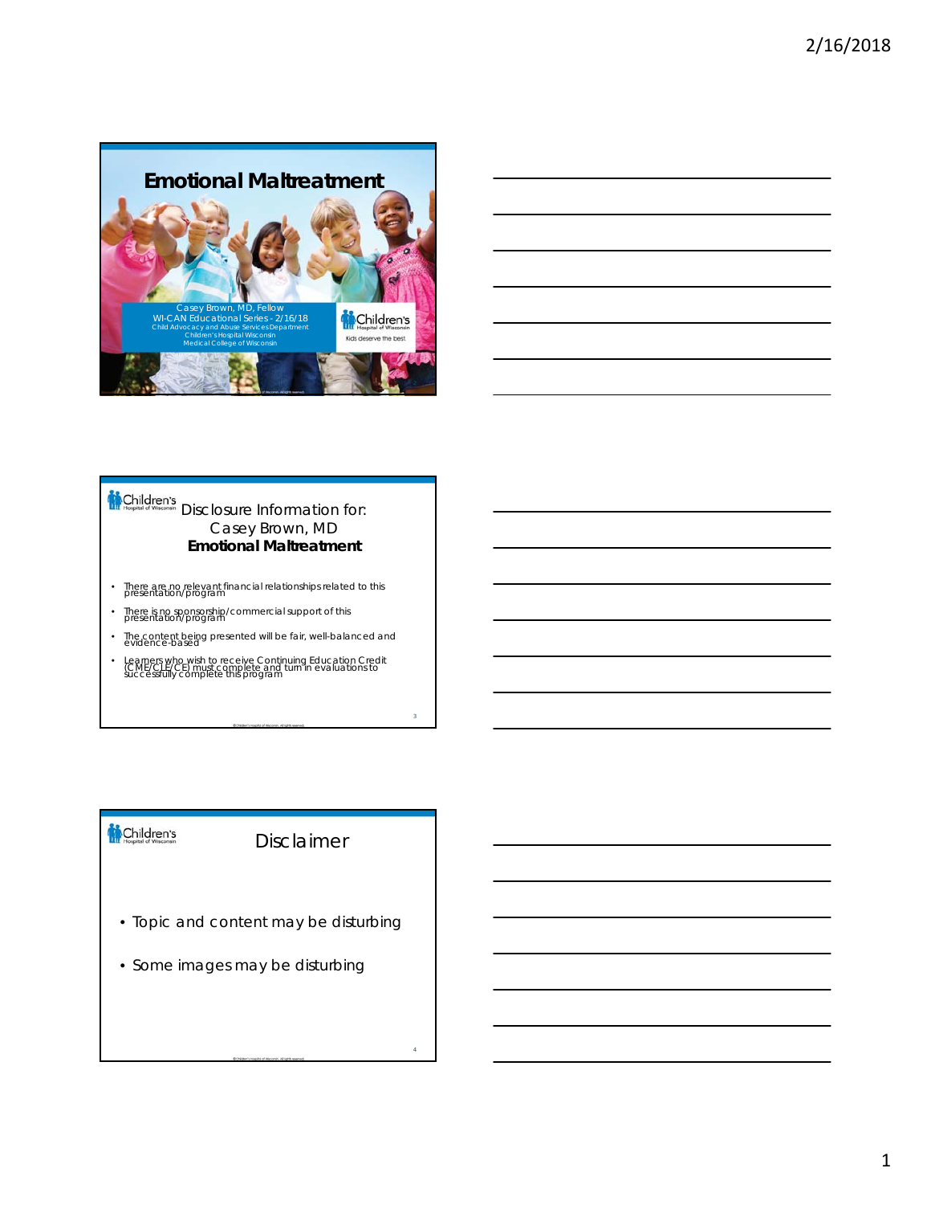# Emotional Maltreatment

Casey Brown, MD, Fellow
WI-CAN Educational Series - 2/16/18
Child Advocacy and Abuse Services Department
Children's Hospital Wisconsin
Medical College of Wisconsin

Children's Hospital of Wisconsin
Kids deserve the best

## Disclosure Information for: Casey Brown, MD **Emotional Maltreatment**

- There are no relevant financial relationships related to this presentation/program
- There is no sponsorship/commercial support of this presentation/program
- The content being presented will be fair, well-balanced and evidence-based
- Learners who wish to receive Continuing Education Credit (CME/CLE/CE) must complete and turn in evaluations to successfully complete this program

## Disclaimer

- Topic and content may be disturbing
- Some images may be disturbing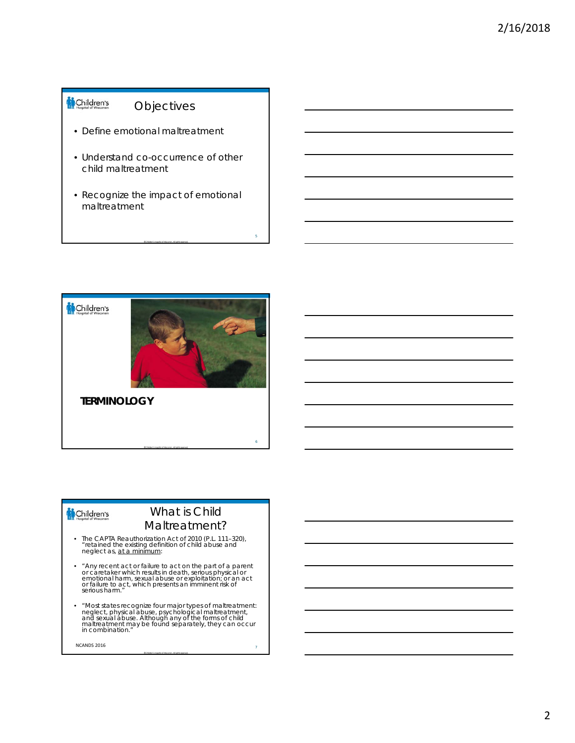## Objectives

- Define emotional maltreatment
- Understand co-occurrence of other child maltreatment
- Recognize the impact of emotional maltreatment

## TERMINOLOGY

## What is Child Maltreatment?

- The CAPTA Reauthorization Act of 2010 (P.L. 111–320), "retained the existing definition of child abuse and neglect as, at a minimum:
- "Any recent act or failure to act on the part of a parent or caretaker which results in death, serious physical or emotional harm, sexual abuse or exploitation; or an act or failure to act, which presents an imminent risk of serious harm."
- "Most states recognize four major types of maltreatment: neglect, physical abuse, psychological maltreatment, and sexual abuse. Although any of the forms of child maltreatment may be found separately, they can occur in combination."

NCANDS 2016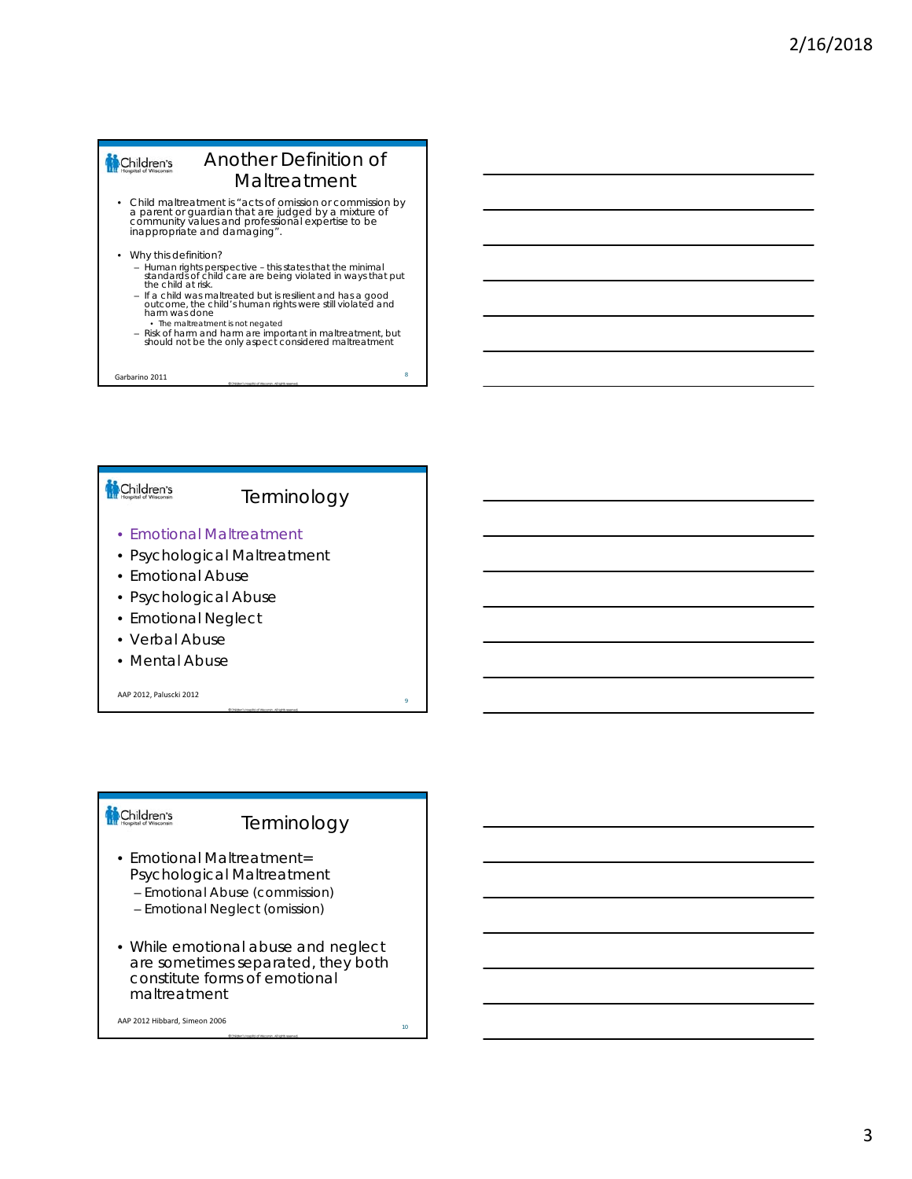## Another Definition of Maltreatment

- Child maltreatment is "acts of omission or commission by a parent or guardian that are judged by a mixture of community values and professional expertise to be inappropriate and damaging".
- Why this definition?
  - Human rights perspective – this states that the minimal standards of child care are being violated in ways that put the child at risk.
  - If a child was maltreated but is resilient and has a good outcome, the child's human rights were still violated and harm was done
    - The maltreatment is not negated
  - Risk of harm and harm are important in maltreatment, but should not be the only aspect considered maltreatment

Garbarino 2011

## Terminology

- Emotional Maltreatment
- Psychological Maltreatment
- Emotional Abuse
- Psychological Abuse
- Emotional Neglect
- Verbal Abuse
- Mental Abuse

AAP 2012, Paluscki 2012

## Terminology

- Emotional Maltreatment= Psychological Maltreatment
  - Emotional Abuse (commission)
  - Emotional Neglect (omission)
- While emotional abuse and neglect are sometimes separated, they both constitute forms of emotional maltreatment

AAP 2012 Hibbard, Simeon 2006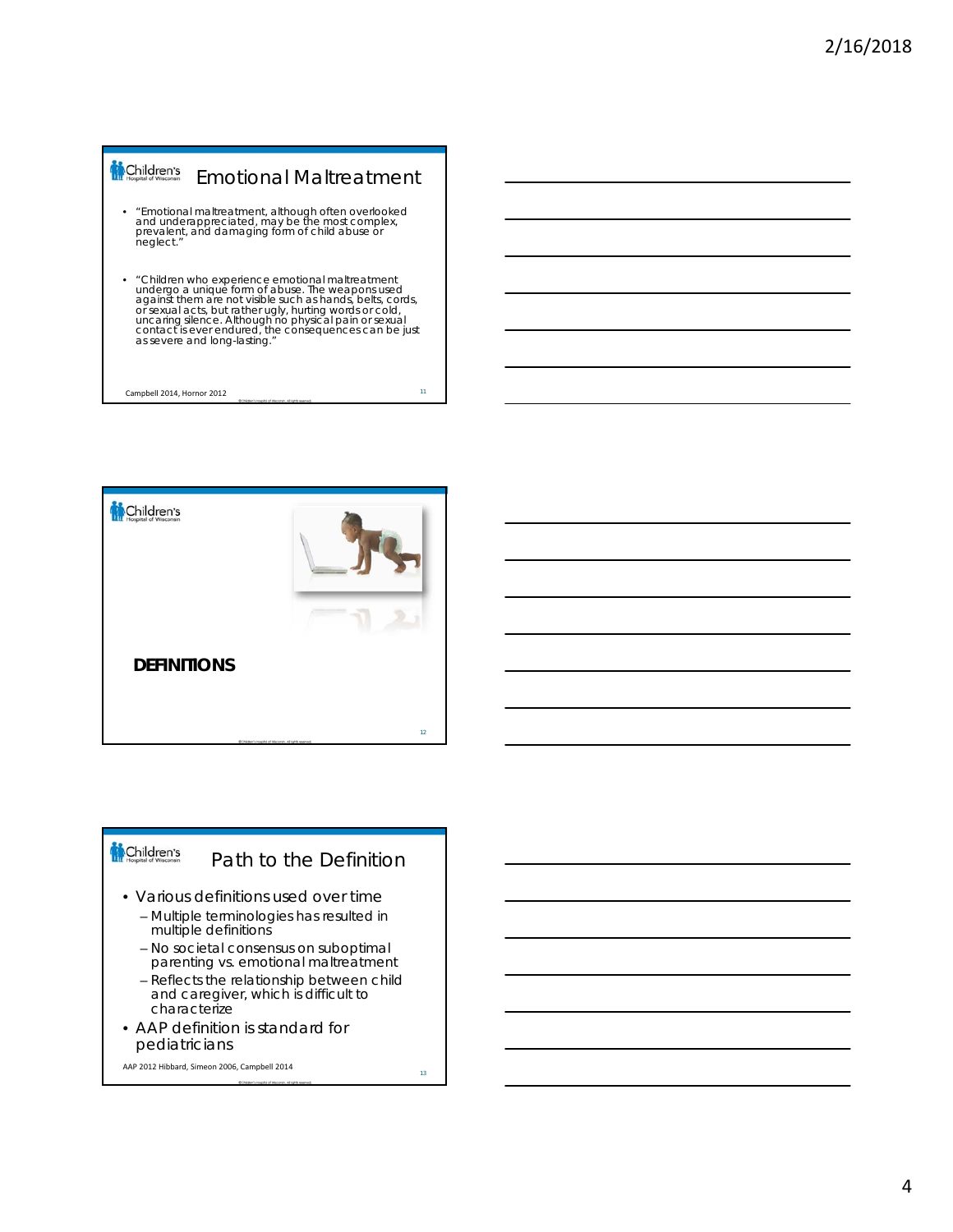## Emotional Maltreatment

- "Emotional maltreatment, although often overlooked and underappreciated, may be the most complex, prevalent, and damaging form of child abuse or neglect."
- "Children who experience emotional maltreatment undergo a unique form of abuse. The weapons used against them are not visible such as hands, belts, cords, or sexual acts, but rather ugly, hurting words or cold, uncaring silence. Although no physical pain or sexual contact is ever endured, the consequences can be just as severe and long-lasting."

Campbell 2014, Hornor 2012

## DEFINITIONS

## Path to the Definition

- Various definitions used over time
  - Multiple terminologies has resulted in multiple definitions
  - No societal consensus on suboptimal parenting vs. emotional maltreatment
  - Reflects the relationship between child and caregiver, which is difficult to characterize
- AAP definition is standard for pediatricians

AAP 2012 Hibbard, Simeon 2006, Campbell 2014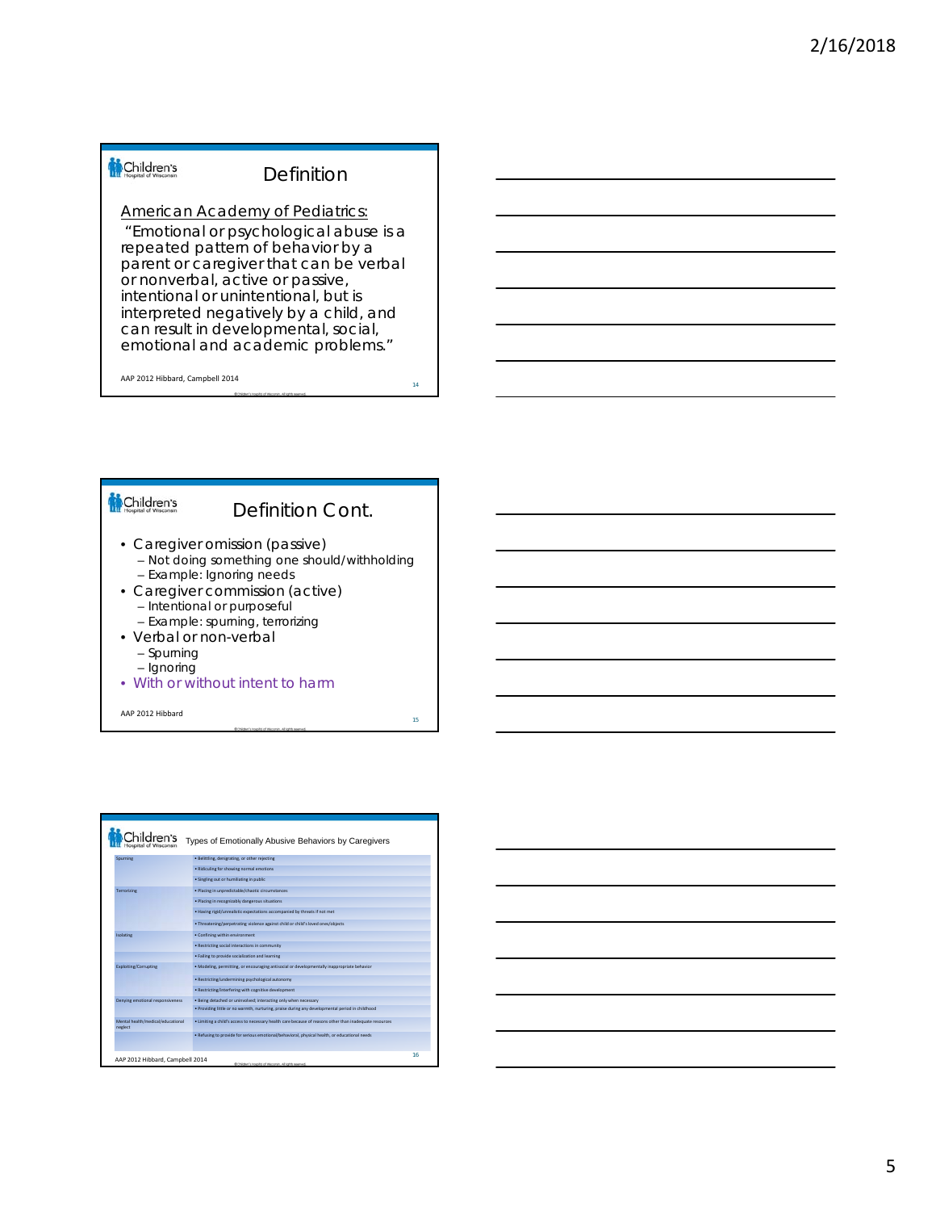## Definition

American Academy of Pediatrics:

"Emotional or psychological abuse is a repeated pattern of behavior by a parent or caregiver that can be verbal or nonverbal, active or passive, intentional or unintentional, but is interpreted negatively by a child, and can result in developmental, social, emotional and academic problems."

AAP 2012 Hibbard, Campbell 2014

## Definition Cont.

- Caregiver omission (passive)
  - Not doing something one should/withholding
  - Example: Ignoring needs
- Caregiver commission (active)
  - Intentional or purposeful
  - Example: spurning, terrorizing
- Verbal or non-verbal
  - Spurning
  - Ignoring
- With or without intent to harm

AAP 2012 Hibbard

## Types of Emotionally Abusive Behaviors by Caregivers

| | |
|---|---|
| Spurning | • Belittling, denigrating, or other rejecting |
| | • Ridiculing for showing normal emotions |
| | • Singling out or humiliating in public |
| Terrorizing | • Placing in unpredictable/chaotic circumstances |
| | • Placing in recognizably dangerous situations |
| | • Having rigid/unrealistic expectations accompanied by threats if not met |
| | • Threatening/perpetrating violence against child or child's loved ones/objects |
| Isolating | • Confining within environment |
| | • Restricting social interactions in community |
| | • Failing to provide socialization and learning |
| Exploiting/Corrupting | • Modeling, permitting, or encouraging antisocial or developmentally inappropriate behavior |
| | • Restricting/undermining psychological autonomy |
| | • Restricting/interfering with cognitive development |
| Denying emotional responsiveness | • Being detached or uninvolved; interacting only when necessary |
| | • Providing little or no warmth, nurturing, praise during any developmental period in childhood |
| Mental health/medical/educational neglect | • Limiting a child's access to necessary health care because of reasons other than inadequate resources |
| | • Refusing to provide for serious emotional/behavioral, physical health, or educational needs |

AAP 2012 Hibbard, Campbell 2014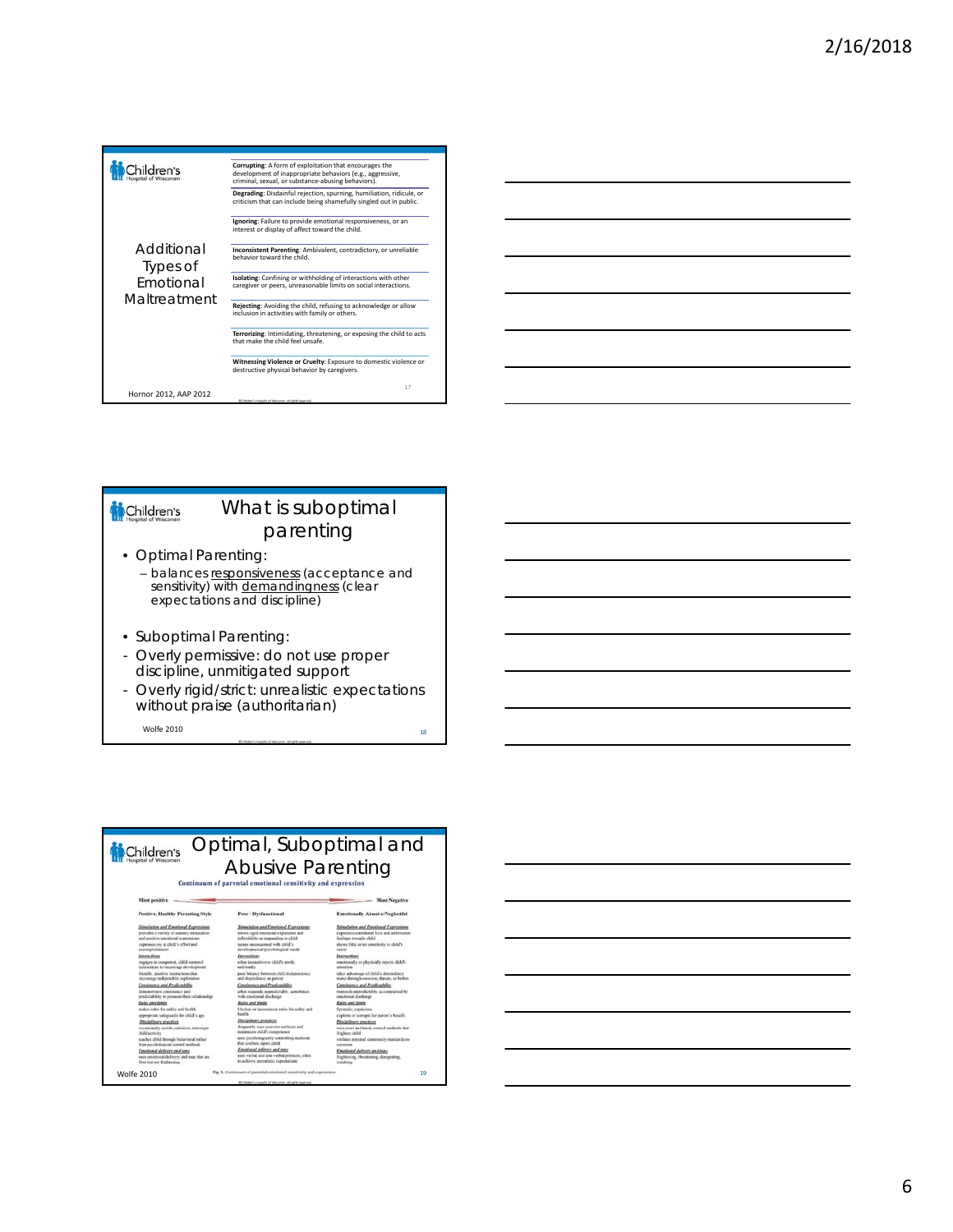## Additional Types of Emotional Maltreatment

**Corrupting**: A form of exploitation that encourages the development of inappropriate behaviors (e.g., aggressive, criminal, sexual, or substance-abusing behaviors).

**Degrading**: Disdainful rejection, spurning, humiliation, ridicule, or criticism that can include being shamefully singled out in public.

**Ignoring**: Failure to provide emotional responsiveness, or an interest or display of affect toward the child.

**Inconsistent Parenting**: Ambivalent, contradictory, or unreliable behavior toward the child.

**Isolating**: Confining or withholding of interactions with other caregiver or peers, unreasonable limits on social interactions.

**Rejecting**: Avoiding the child, refusing to acknowledge or allow inclusion in activities with family or others.

**Terrorizing**: Intimidating, threatening, or exposing the child to acts that make the child feel unsafe.

**Witnessing Violence or Cruelty**: Exposure to domestic violence or destructive physical behavior by caregivers.

Hornor 2012, AAP 2012

## What is suboptimal parenting

- Optimal Parenting:
  - balances responsiveness (acceptance and sensitivity) with demandingness (clear expectations and discipline)
- Suboptimal Parenting:
- Overly permissive: do not use proper discipline, unmitigated support
- Overly rigid/strict: unrealistic expectations without praise (authoritarian)

Wolfe 2010

## Optimal, Suboptimal and Abusive Parenting

**Continuum of parental emotional sensitivity and expression**

Most positive ⟷ Most Negative

| Positive, Healthy Parenting Style | Poor / Dysfunctional | Emotionally Abusive/Neglectful |
|---|---|---|
| ***Stimulation and Emotional Expressions*** provides a variety of sensory stimulation and positive emotional expressions; expresses joy at child's effort and accomplishment | ***Stimulation and Emotional Expressions*** shows rigid emotional expression and inflexibility in responding to child; seems unconcerned with child's developmental/psychological needs | ***Stimulation and Emotional Expressions*** expresses constant low and ambivalent feelings towards child; shows little or no sensitivity to child's needs |
| ***Interactions*** engages in competent, child-centred interactions to encourage development; friendly, positive instructions that encourage independent exploration | ***Interactions*** often insensitive to child's needs; self-study; poor balance between child independence and dependence on parent | ***Interactions*** emotionally or physically rejects child's attention; takes advantage of child's dependency status through coercion, threats, or bribes |
| ***Consistency and Predictability*** demonstrates consistency and predictability to promote their relationship | ***Consistency and Predictability*** often responds unpredictably, sometimes with emotional discharge | ***Consistency and Predictability*** responds unpredictably, accompanied by emotional discharge |
| ***Rules and limits*** makes rules for safety and health; appropriate safeguards for child's age | ***Rules and limits*** Unclear or inconsistent rules for safety and health | ***Rules and limits*** Sporadic; capricious; exploits or corrupts for parent's benefit |
| ***Disciplinary practices*** occasionally scolds, criticizes, interrupts child activity; teaches child through behavioral rather than psychological control methods | ***Disciplinary practices*** frequently uses coercive methods and minimizes child's competence; uses psychologically controlling methods that confuse, upset child | ***Disciplinary practices*** uses cruel and harsh control methods that frighten child; violates minimal community standards on occasion |
| ***Emotional delivery and tone*** uses emotional delivery and tone that are firm but not frightening | ***Emotional delivery and tone*** uses verbal and non-verbal pressure, often to achieve unrealistic expectations | ***Emotional delivery and tone*** frightening, threatening, denigrating, insulting |

Fig. 1. Continuum of parental emotional sensitivity and expression.

Wolfe 2010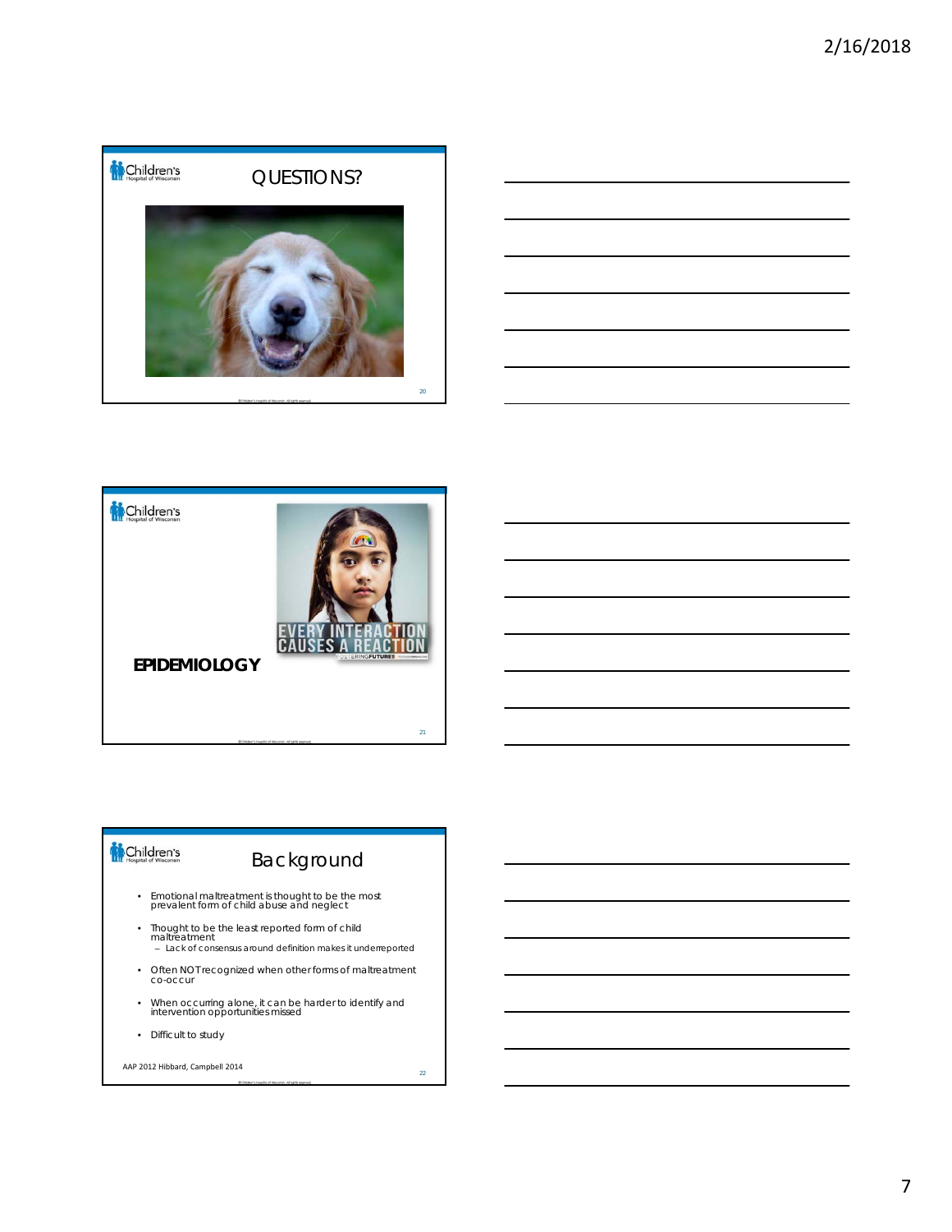## QUESTIONS?

## EPIDEMIOLOGY

EVERY INTERACTION CAUSES A REACTION

## Background

- Emotional maltreatment is thought to be the most prevalent form of child abuse and neglect
- Thought to be the least reported form of child maltreatment
  - Lack of consensus around definition makes it underreported
- Often NOT recognized when other forms of maltreatment co-occur
- When occurring alone, it can be harder to identify and intervention opportunities missed
- Difficult to study

AAP 2012 Hibbard, Campbell 2014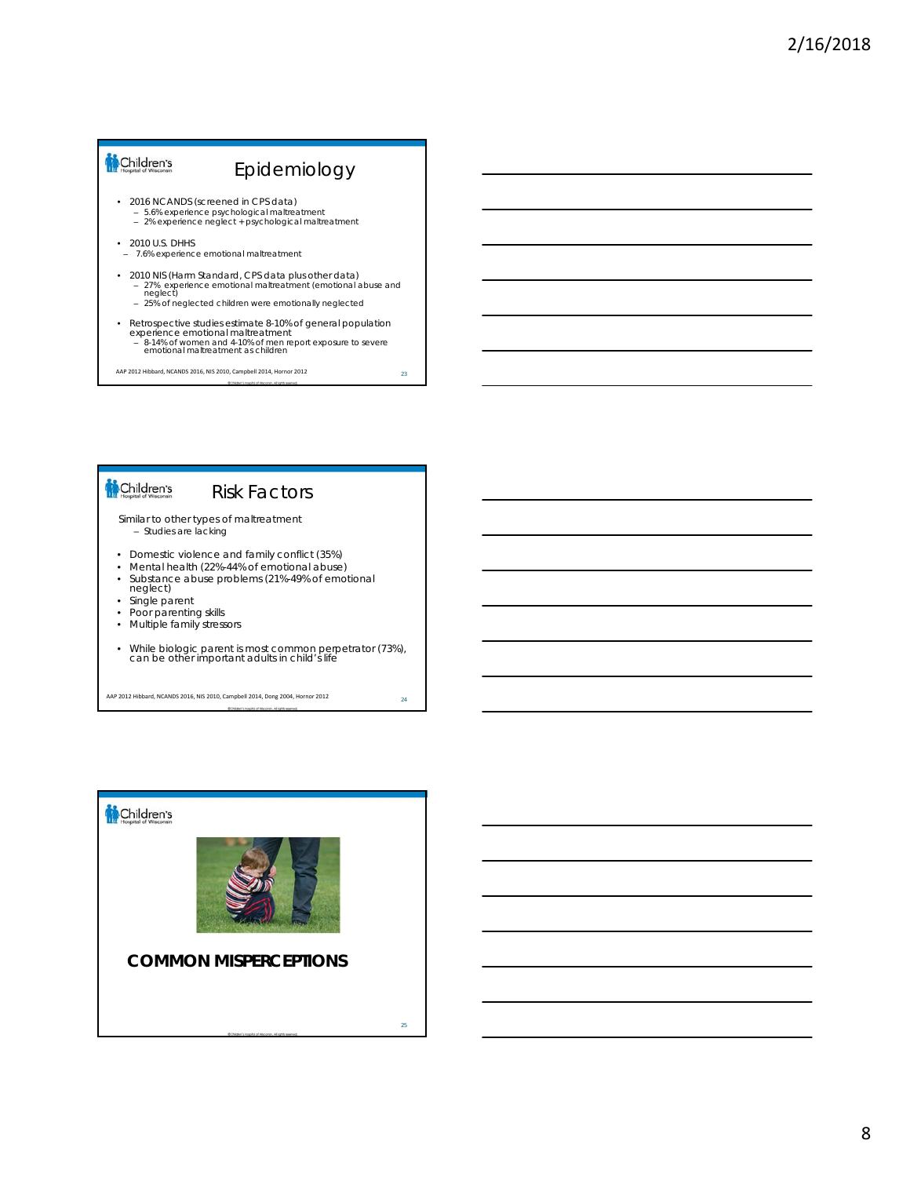## Epidemiology

- 2016 NCANDS (screened in CPS data)
  - 5.6% experience psychological maltreatment
  - 2% experience neglect + psychological maltreatment
- 2010 U.S. DHHS
  - 7.6% experience emotional maltreatment
- 2010 NIS (Harm Standard, CPS data plus other data)
  - 27% experience emotional maltreatment (emotional abuse and neglect)
  - 25% of neglected children were emotionally neglected
- Retrospective studies estimate 8-10% of general population experience emotional maltreatment
  - 8-14% of women and 4-10% of men report exposure to severe emotional maltreatment as children

AAP 2012 Hibbard, NCANDS 2016, NIS 2010, Campbell 2014, Hornor 2012

## Risk Factors

Similar to other types of maltreatment
- Studies are lacking

- Domestic violence and family conflict (35%)
- Mental health (22%-44% of emotional abuse)
- Substance abuse problems (21%-49% of emotional neglect)
- Single parent
- Poor parenting skills
- Multiple family stressors

- While biologic parent is most common perpetrator (73%), can be other important adults in child's life

AAP 2012 Hibbard, NCANDS 2016, NIS 2010, Campbell 2014, Dong 2004, Hornor 2012

## COMMON MISPERCEPTIONS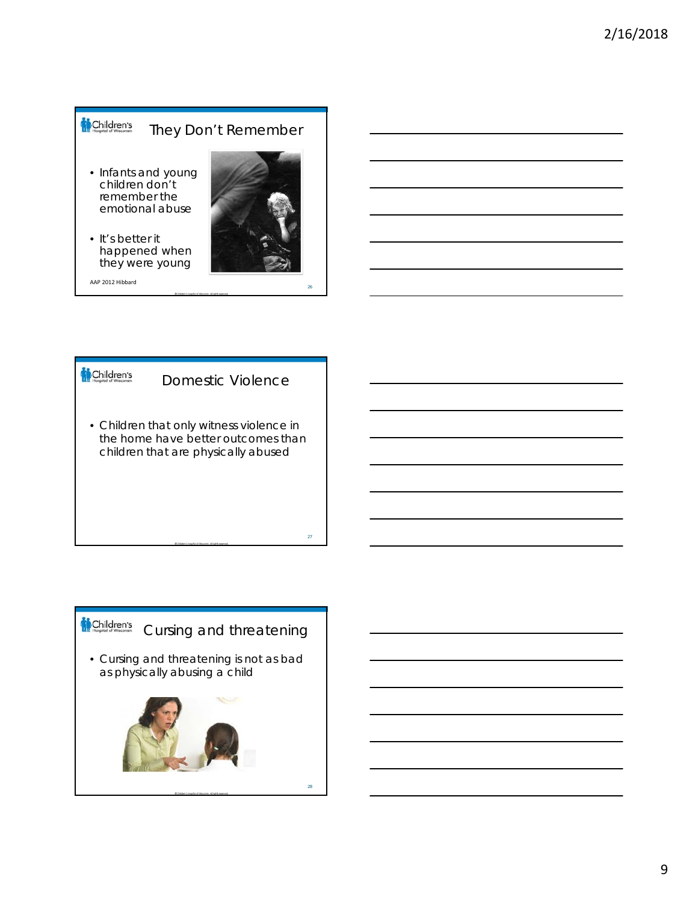## They Don't Remember

- Infants and young children don't remember the emotional abuse
- It's better it happened when they were young

AAP 2012 Hibbard

## Domestic Violence

- Children that only witness violence in the home have better outcomes than children that are physically abused

## Cursing and threatening

- Cursing and threatening is not as bad as physically abusing a child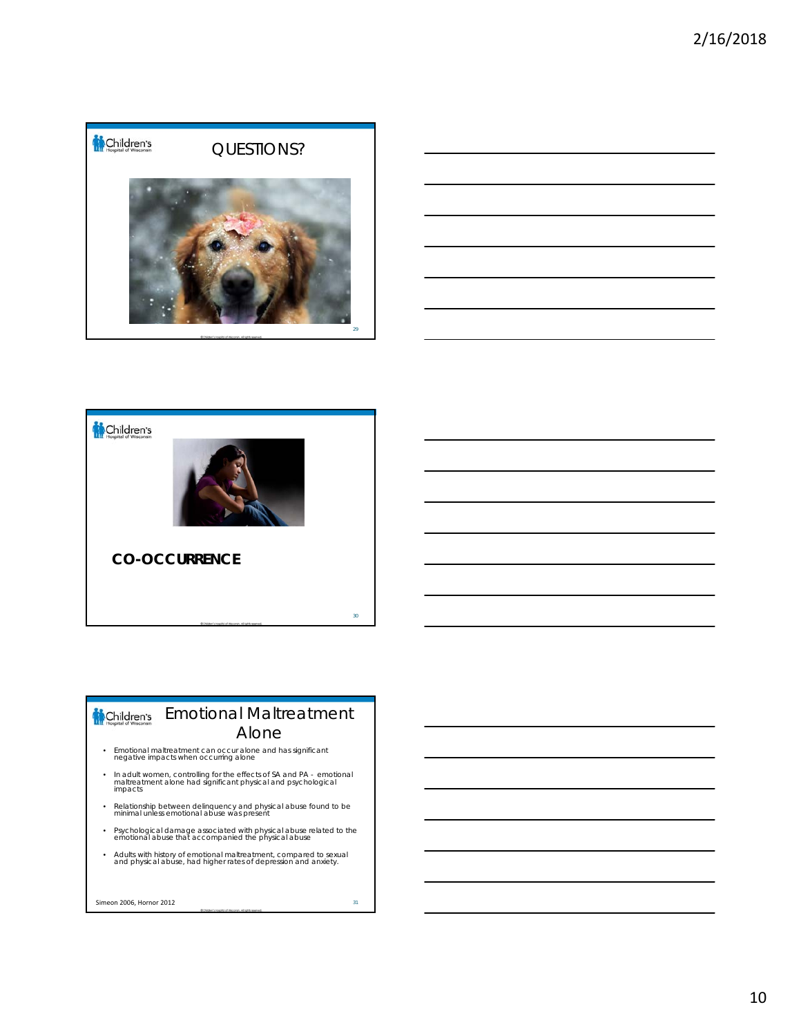## QUESTIONS?

## CO-OCCURRENCE

## Emotional Maltreatment Alone

- Emotional maltreatment can occur alone and has significant negative impacts when occurring alone
- In adult women, controlling for the effects of SA and PA - emotional maltreatment alone had significant physical and psychological impacts
- Relationship between delinquency and physical abuse found to be minimal unless emotional abuse was present
- Psychological damage associated with physical abuse related to the emotional abuse that accompanied the physical abuse
- Adults with history of emotional maltreatment, compared to sexual and physical abuse, had higher rates of depression and anxiety.

Simeon 2006, Hornor 2012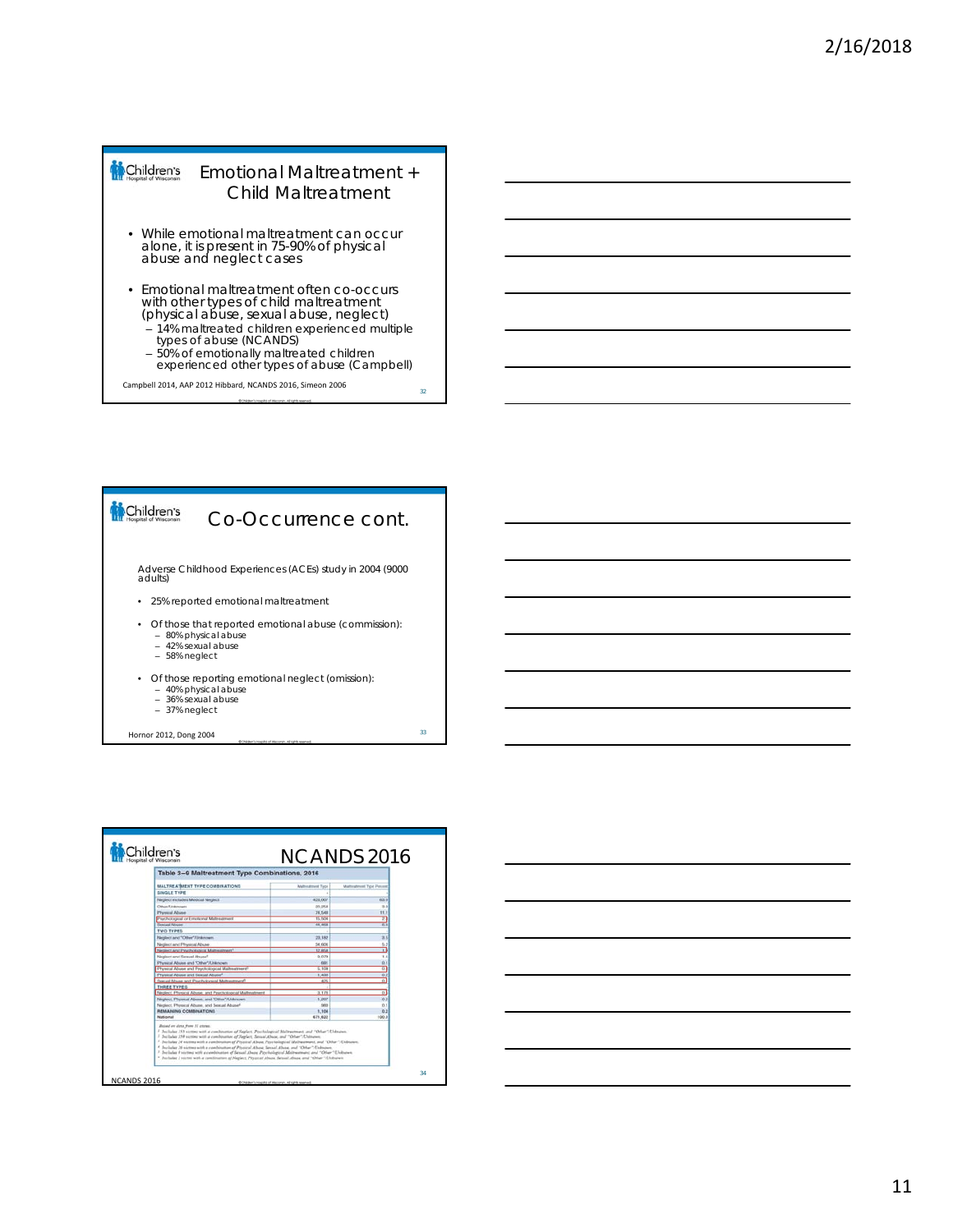## Emotional Maltreatment + Child Maltreatment

- While emotional maltreatment can occur alone, it is present in 75-90% of physical abuse and neglect cases
- Emotional maltreatment often co-occurs with other types of child maltreatment (physical abuse, sexual abuse, neglect)
  - 14% maltreated children experienced multiple types of abuse (NCANDS)
  - 50% of emotionally maltreated children experienced other types of abuse (Campbell)

Campbell 2014, AAP 2012 Hibbard, NCANDS 2016, Simeon 2006

## Co-Occurrence cont.

Adverse Childhood Experiences (ACEs) study in 2004 (9000 adults)

- 25% reported emotional maltreatment
- Of those that reported emotional abuse (commission):
  - 80% physical abuse
  - 42% sexual abuse
  - 58% neglect
- Of those reporting emotional neglect (omission):
  - 40% physical abuse
  - 36% sexual abuse
  - 37% neglect

Hornor 2012, Dong 2004

## NCANDS 2016

Table 3–6 Maltreatment Type Combinations, 2016

| MALTREATMENT TYPE COMBINATIONS | Maltreatment Type | Maltreatment Type Percent |
|---|---|---|
| **SINGLE TYPE** | | |
| Neglect includes Medical Neglect | 423,067 | 63.0 |
| Other/Unknown | 20,264 | 3.0 |
| Physical Abuse | 74,549 | 11.1 |
| Psychological or Emotional Maltreatment | 15,504 | 2.3 |
| Sexual Abuse | 56,408 | 8.4 |
| **TWO TYPES** | | |
| Neglect and "Other"/Unknown | 23,182 | 3.5 |
| Neglect and Physical Abuse | 34,606 | 5.2 |
| Neglect and Psychological Maltreatment | 12,404 | 1.8 |
| Neglect and Sexual Abuse | 9,079 | 1.4 |
| Physical Abuse and "Other"/Unknown | 681 | 0.1 |
| Physical Abuse and Psychological Maltreatment | 3,109 | 0.5 |
| Physical Abuse and Sexual Abuse | 1,469 | 0.2 |
| Sexual Abuse and Psychological Maltreatment | 475 | 0.1 |
| **THREE TYPES** | | |
| Neglect, Physical Abuse, and Psychological Maltreatment | 3,175 | 0.5 |
| Neglect, Physical Abuse, and "Other"/Unknown | 1,297 | 0.2 |
| Neglect, Physical Abuse, and Sexual Abuse | 988 | 0.1 |
| **REMAINING COMBINATIONS** | 1,104 | 0.2 |
| National | 671,622 | 100.0 |

Based on data from 51 states.

NCANDS 2016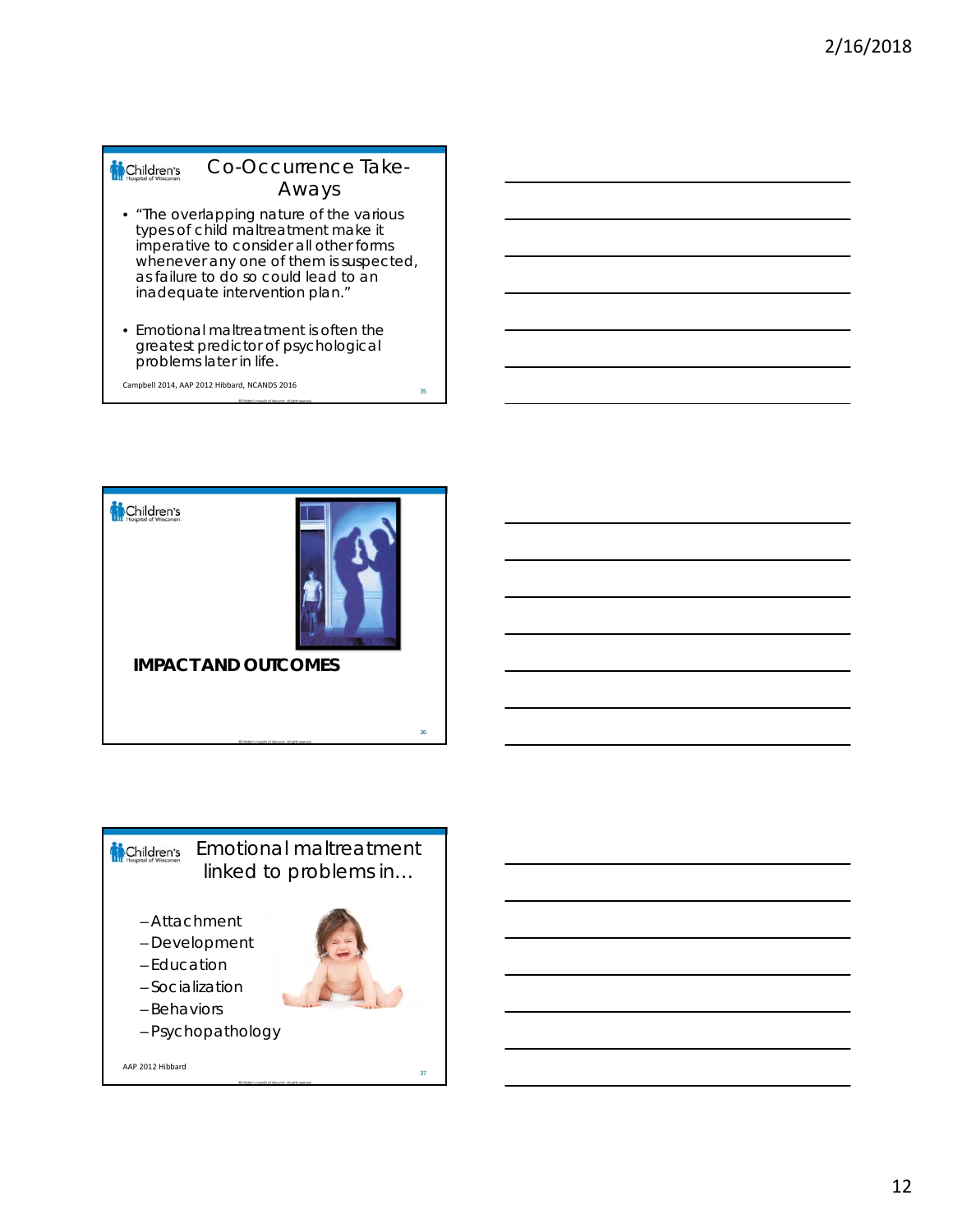## Co-Occurrence Take-Aways

- "The overlapping nature of the various types of child maltreatment make it imperative to consider all other forms whenever any one of them is suspected, as failure to do so could lead to an inadequate intervention plan."
- Emotional maltreatment is often the greatest predictor of psychological problems later in life.

Campbell 2014, AAP 2012 Hibbard, NCANDS 2016

## IMPACT AND OUTCOMES

## Emotional maltreatment linked to problems in…

- Attachment
- Development
- Education
- Socialization
- Behaviors
- Psychopathology

AAP 2012 Hibbard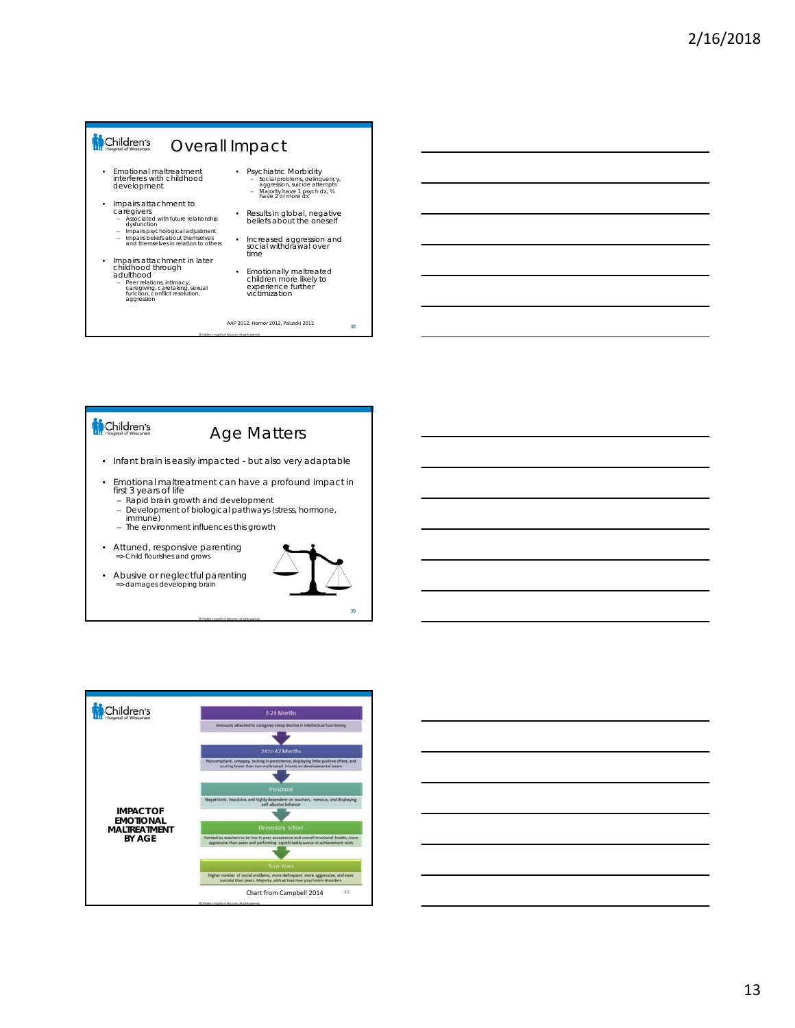## Overall Impact

- Emotional maltreatment interferes with childhood development
- Impairs attachment to caregivers
  - Associated with future relationship dysfunction
  - Impairs psychological adjustment
  - Impairs beliefs about themselves and themselves in relation to others
- Impairs attachment in later childhood through adulthood
  - Peer relations, intimacy, caregiving, caretaking, sexual function, conflict resolution, aggression
- Psychiatric Morbidity
  - Social problems, delinquency, aggression, suicide attempts
  - Majority have 1 psych dx, ¾ have 2 or more dx
- Results in global, negative beliefs about the oneself
- Increased aggression and social withdrawal over time
- Emotionally maltreated children more likely to experience further victimization

AAP 2012, Hornor 2012, Paluscki 2012

## Age Matters

- Infant brain is easily impacted - but also very adaptable
- Emotional maltreatment can have a profound impact in first 3 years of life
  - Rapid brain growth and development
  - Development of biological pathways (stress, hormone, immune)
  - The environment influences this growth
- Attuned, responsive parenting
  => Child flourishes and grows
- Abusive or neglectful parenting
  => damages developing brain

## IMPACT OF EMOTIONAL MALTREATMENT BY AGE

**9-24 Months**
Anxiously attached to caregiver, steep decline in intellectual functioning

**24 to 42 Months**
Noncompliant, unhappy, lacking in persistence, displaying little positive affect, and scoring lower than non-maltreated infants on developmental exam

**Preschool**
Negativistic, impulsive, and highly dependent on teachers, nervous, and displaying self-abusive behavior

**Elementary School**
Ranked by teachers to be low in peer acceptance and overall emotional health, more aggressive than peers and performing significantly worse on achievement tests

**Teen Years**
Higher number of social problems, more delinquent, more aggressive, and more suicidal than peers. Majority with at least two psychiatric disorders

Chart from Campbell 2014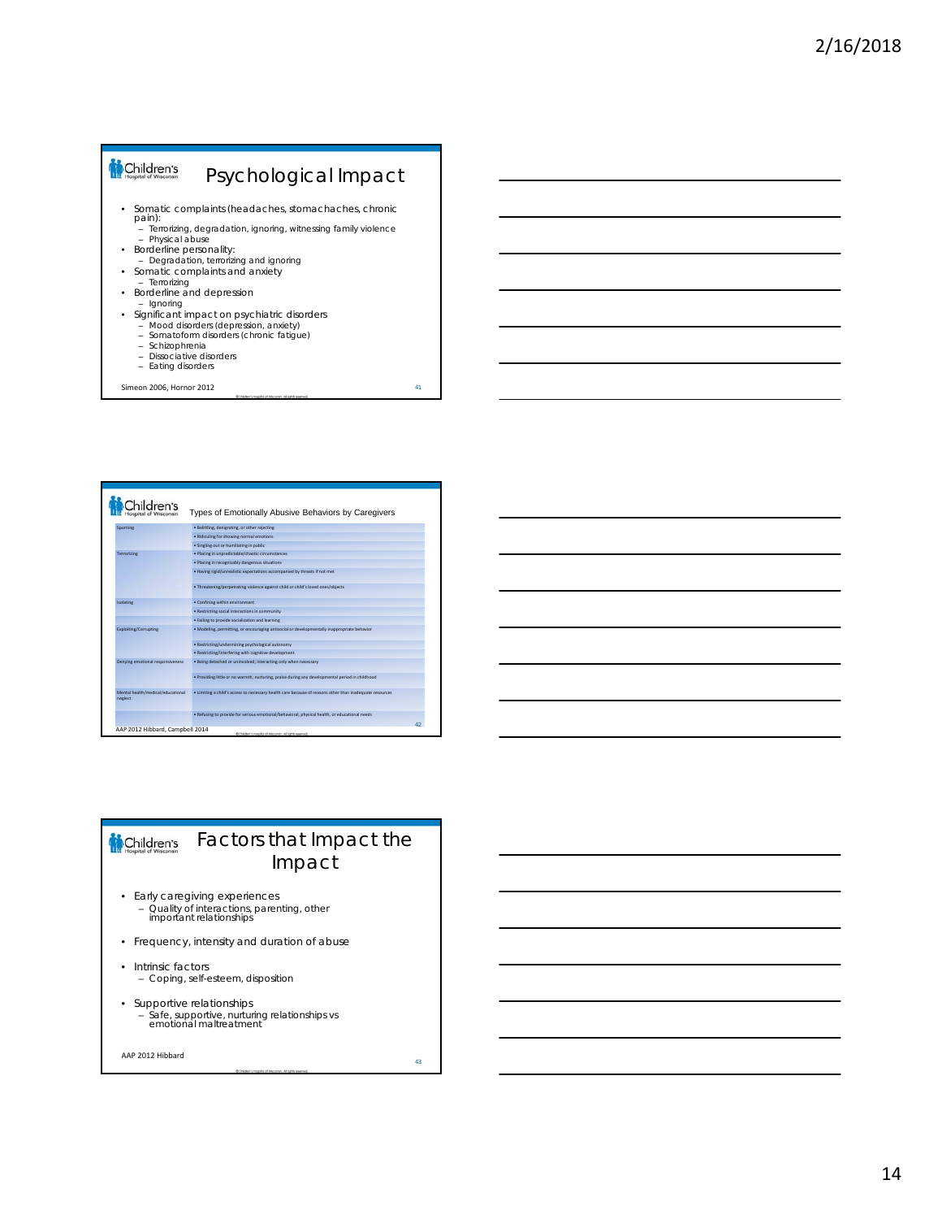## Psychological Impact

- Somatic complaints (headaches, stomachaches, chronic pain):
  - Terrorizing, degradation, ignoring, witnessing family violence
  - Physical abuse
- Borderline personality:
  - Degradation, terrorizing and ignoring
- Somatic complaints and anxiety
  - Terrorizing
- Borderline and depression
  - Ignoring
- Significant impact on psychiatric disorders
  - Mood disorders (depression, anxiety)
  - Somatoform disorders (chronic fatigue)
  - Schizophrenia
  - Dissociative disorders
  - Eating disorders

Simeon 2006, Hornor 2012

## Types of Emotionally Abusive Behaviors by Caregivers

| | |
|---|---|
| Spurning | • Belittling, denigrating, or other rejecting |
| | • Ridiculing for showing normal emotions |
| | • Singling out or humiliating in public |
| Terrorizing | • Placing in unpredictable/chaotic circumstances |
| | • Placing in recognizably dangerous situations |
| | • Having rigid/unrealistic expectations accompanied by threats if not met |
| | • Threatening/perpetrating violence against child or child's loved ones/objects |
| Isolating | • Confining within environment |
| | • Restricting social interactions in community |
| | • Failing to provide socialization and learning |
| Exploiting/Corrupting | • Modeling, permitting, or encouraging antisocial or developmentally inappropriate behavior |
| | • Restricting/undermining psychological autonomy |
| | • Restricting/interfering with cognitive development |
| Denying emotional responsiveness | • Being detached or uninvolved; interacting only when necessary |
| | • Providing little or no warmth, nurturing, praise during any developmental period in childhood |
| Mental health/medical/educational neglect | • Limiting a child's access to necessary health care because of reasons other than inadequate resources |
| | • Refusing to provide for serious emotional/behavioral, physical health, or educational needs |

AAP 2012 Hibbard, Campbell 2014

## Factors that Impact the Impact

- Early caregiving experiences
  - Quality of interactions, parenting, other important relationships
- Frequency, intensity and duration of abuse
- Intrinsic factors
  - Coping, self-esteem, disposition
- Supportive relationships
  - Safe, supportive, nurturing relationships vs emotional maltreatment

AAP 2012 Hibbard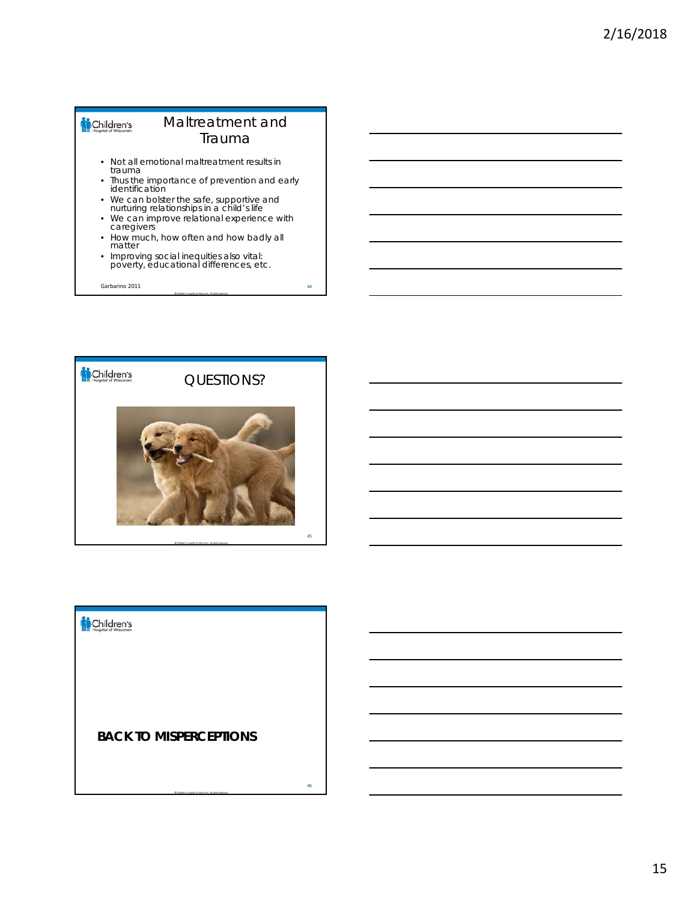## Maltreatment and Trauma

- Not all emotional maltreatment results in trauma
- Thus the importance of prevention and early identification
- We can bolster the safe, supportive and nurturing relationships in a child's life
- We can improve relational experience with caregivers
- How much, how often and how badly all matter
- Improving social inequities also vital: poverty, educational differences, etc.

Garbarino 2011

## QUESTIONS?

## BACK TO MISPERCEPTIONS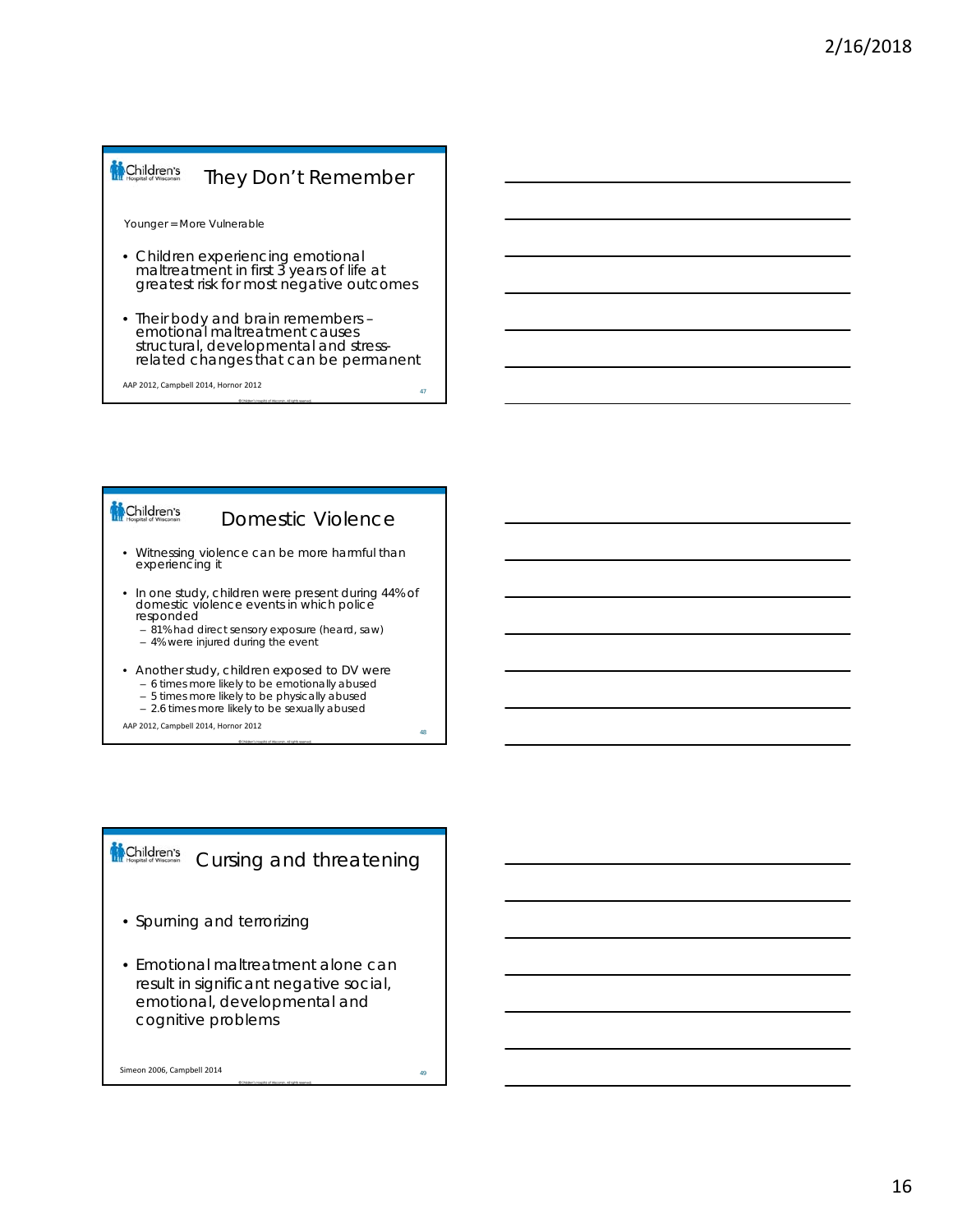## They Don't Remember

Younger = More Vulnerable

- Children experiencing emotional maltreatment in first 3 years of life at greatest risk for most negative outcomes
- Their body and brain remembers – emotional maltreatment causes structural, developmental and stress-related changes that can be permanent

AAP 2012, Campbell 2014, Hornor 2012

## Domestic Violence

- Witnessing violence can be more harmful than experiencing it
- In one study, children were present during 44% of domestic violence events in which police responded
  - 81% had direct sensory exposure (heard, saw)
  - 4% were injured during the event
- Another study, children exposed to DV were
  - 6 times more likely to be emotionally abused
  - 5 times more likely to be physically abused
  - 2.6 times more likely to be sexually abused

AAP 2012, Campbell 2014, Hornor 2012

## Cursing and threatening

- Spurning and terrorizing
- Emotional maltreatment alone can result in significant negative social, emotional, developmental and cognitive problems

Simeon 2006, Campbell 2014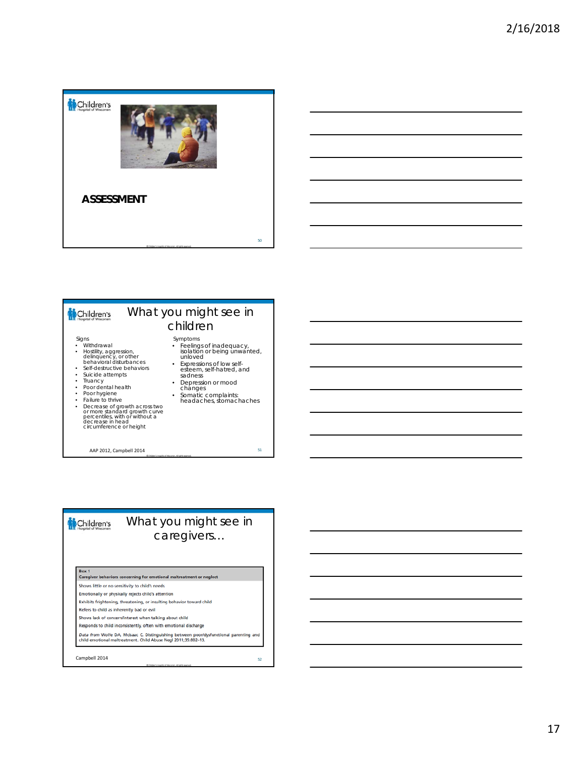## ASSESSMENT

## What you might see in children

**Signs**

- Withdrawal
- Hostility, aggression, delinquency, or other behavioral disturbances
- Self-destructive behaviors
- Suicide attempts
- Truancy
- Poor dental health
- Poor hygiene
- Failure to thrive
- Decrease of growth across two or more standard growth curve percentiles, with or without a decrease in head circumference or height

**Symptoms**

- Feelings of inadequacy, isolation or being unwanted, unloved
- Expressions of low self-esteem, self-hatred, and sadness
- Depression or mood changes
- Somatic complaints: headaches, stomachaches

AAP 2012, Campbell 2014

## What you might see in caregivers…

| Box 1 Caregiver behaviors concerning for emotional maltreatment or neglect |
|---|
| Shows little or no sensitivity to child's needs |
| Emotionally or physically rejects child's attention |
| Exhibits frightening, threatening, or insulting behavior toward child |
| Refers to child as inherently bad or evil |
| Shows lack of concern/interest when talking about child |
| Responds to child inconsistently, often with emotional discharge |
| *Data from* Wolfe DA, Mclsaac C. Distinguishing between poor/dysfunctional parenting and child emotional maltreatment. Child Abuse Negl 2011;35:802–13. |

Campbell 2014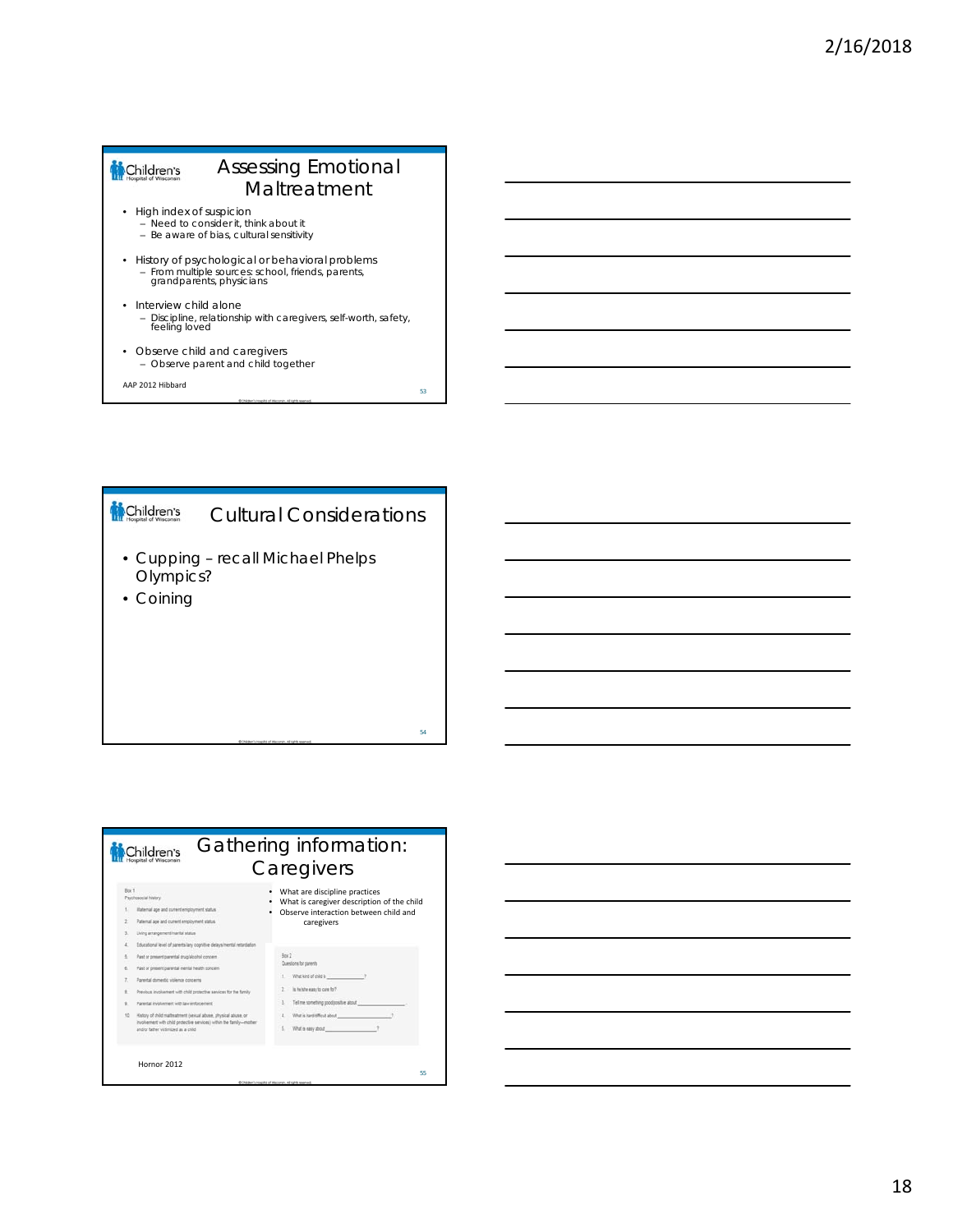## Assessing Emotional Maltreatment

- High index of suspicion
  - Need to consider it, think about it
  - Be aware of bias, cultural sensitivity
- History of psychological or behavioral problems
  - From multiple sources: school, friends, parents, grandparents, physicians
- Interview child alone
  - Discipline, relationship with caregivers, self-worth, safety, feeling loved
- Observe child and caregivers
  - Observe parent and child together

AAP 2012 Hibbard

## Cultural Considerations

- Cupping – recall Michael Phelps Olympics?
- Coining

## Gathering information: Caregivers

Box 1
Psychosocial history

1. Maternal age and current employment status
2. Paternal age and current employment status
3. Living arrangement/marital status
4. Educational level of parents/any cognitive delays/mental retardation
5. Past or present parental drug/alcohol concern
6. Past or present parental mental health concern
7. Parental domestic violence concerns
8. Previous involvement with child protective services for the family
9. Parental involvement with law enforcement
10. History of child maltreatment (sexual abuse, physical abuse, or involvement with child protective services) within the family—mother and/or father victimized as a child

- What are discipline practices
- What is caregiver description of the child
- Observe interaction between child and caregivers

Box 2
Questions for parents

1. What kind of child is ____________?
2. Is he/she easy to care for?
3. Tell me something good/positive about ____________.
4. What is hard/difficult about ____________?
5. What is easy about ____________?

Hornor 2012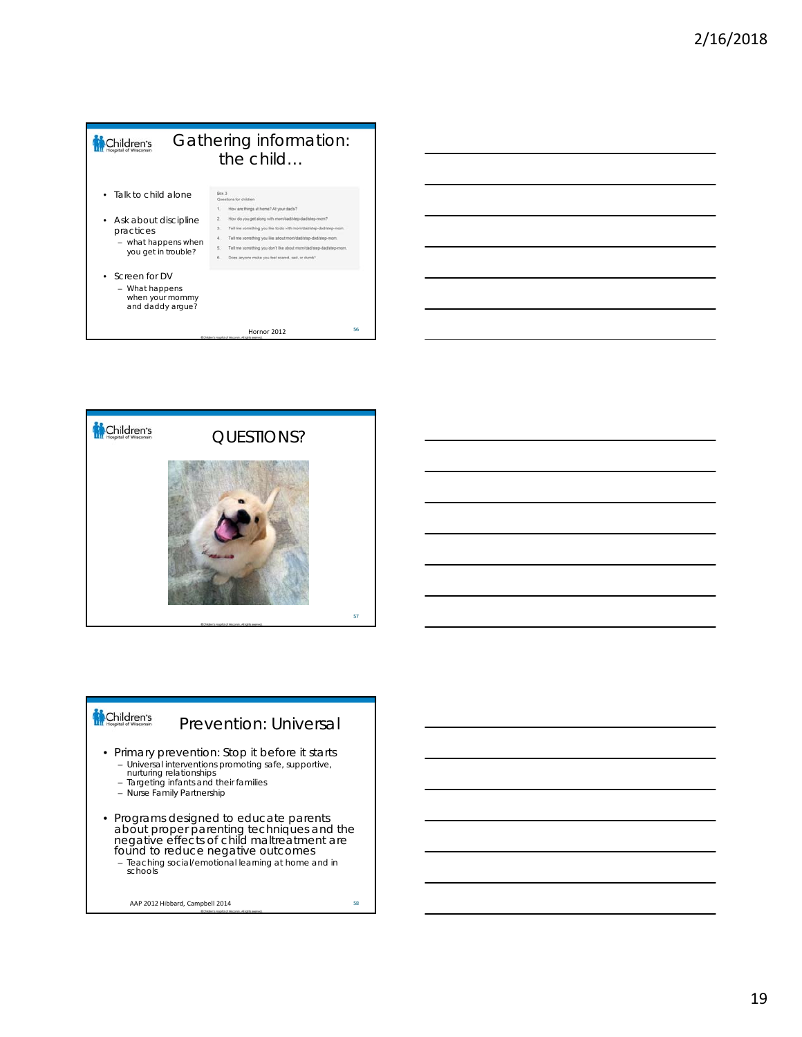## Gathering information: the child…

- Talk to child alone
- Ask about discipline practices
  - what happens when you get in trouble?
- Screen for DV
  - What happens when your mommy and daddy argue?

Box 3
Questions for children

1. How are things at home? At your dad's?
2. How do you get along with mom/dad/step-dad/step-mom?
3. Tell me something you like to do with mom/dad/step-dad/step-mom.
4. Tell me something you like about mom/dad/step-dad/step-mom.
5. Tell me something you don't like about mom/dad/step-dad/step-mom.
6. Does anyone make you feel scared, sad, or dumb?

Hornor 2012

## QUESTIONS?

## Prevention: Universal

- Primary prevention: Stop it before it starts
  - Universal interventions promoting safe, supportive, nurturing relationships
  - Targeting infants and their families
  - Nurse Family Partnership
- Programs designed to educate parents about proper parenting techniques and the negative effects of child maltreatment are found to reduce negative outcomes
  - Teaching social/emotional learning at home and in schools

AAP 2012 Hibbard, Campbell 2014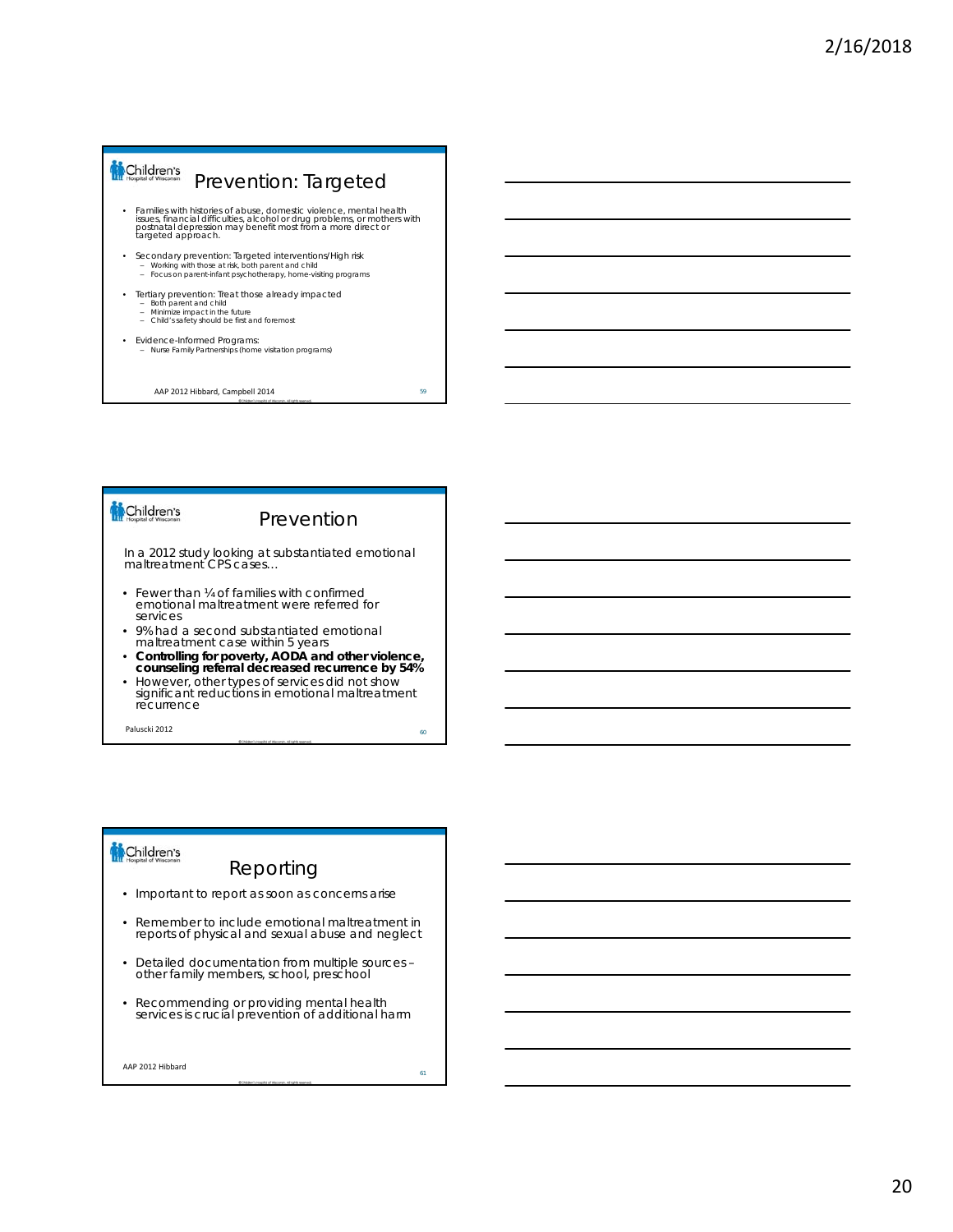## Prevention: Targeted

- Families with histories of abuse, domestic violence, mental health issues, financial difficulties, alcohol or drug problems, or mothers with postnatal depression may benefit most from a more direct or targeted approach.
- Secondary prevention: Targeted interventions/High risk
  - Working with those at risk, both parent and child
  - Focus on parent-infant psychotherapy, home-visiting programs
- Tertiary prevention: Treat those already impacted
  - Both parent and child
  - Minimize impact in the future
  - Child's safety should be first and foremost
- Evidence-Informed Programs:
  - Nurse Family Partnerships (home visitation programs)

AAP 2012 Hibbard, Campbell 2014

## Prevention

In a 2012 study looking at substantiated emotional maltreatment CPS cases…

- Fewer than ¼ of families with confirmed emotional maltreatment were referred for services
- 9% had a second substantiated emotional maltreatment case within 5 years
- **Controlling for poverty, AODA and other violence, counseling referral decreased recurrence by 54%**
- However, other types of services did not show significant reductions in emotional maltreatment recurrence

Paluscki 2012

## Reporting

- Important to report as soon as concerns arise
- Remember to include emotional maltreatment in reports of physical and sexual abuse and neglect
- Detailed documentation from multiple sources – other family members, school, preschool
- Recommending or providing mental health services is crucial prevention of additional harm

AAP 2012 Hibbard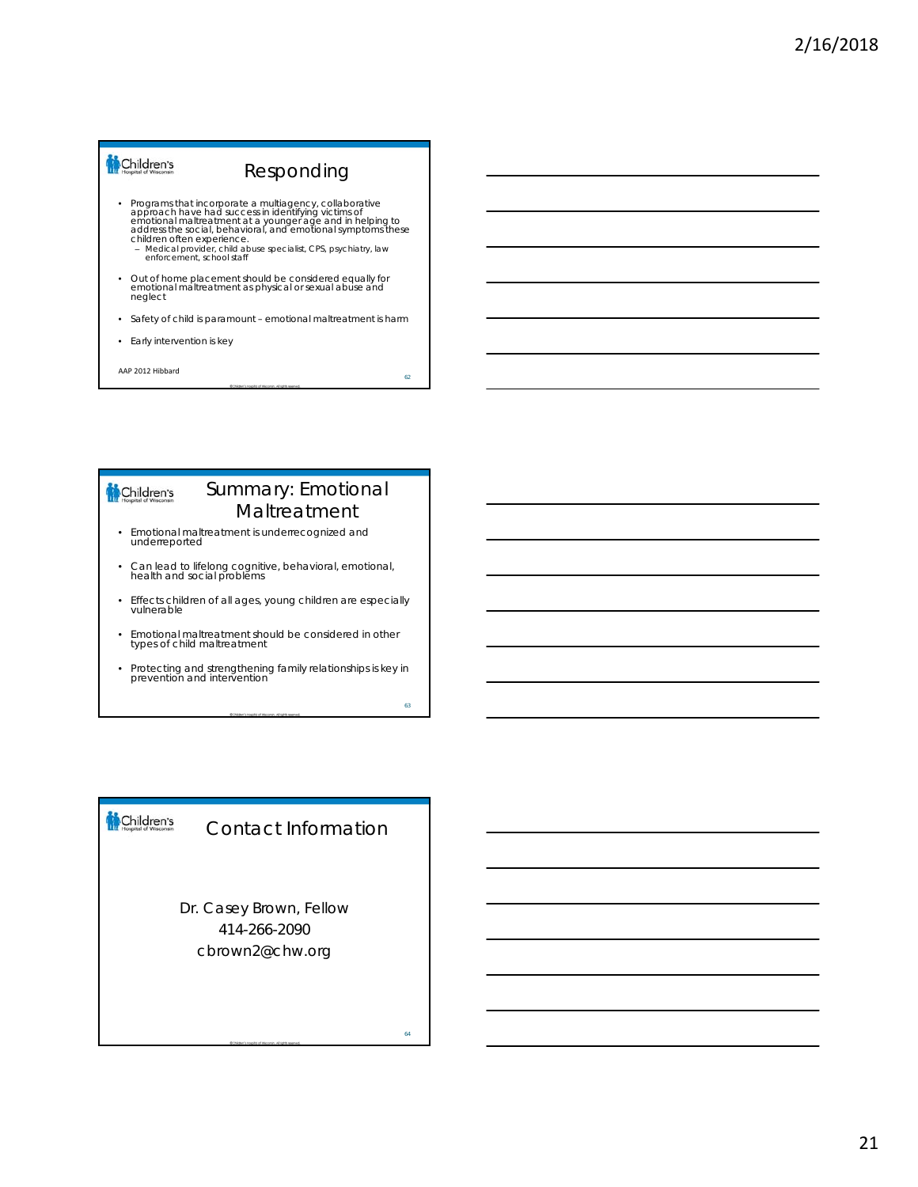## Responding

- Programs that incorporate a multiagency, collaborative approach have had success in identifying victims of emotional maltreatment at a younger age and in helping to address the social, behavioral, and emotional symptoms these children often experience.
  - Medical provider, child abuse specialist, CPS, psychiatry, law enforcement, school staff
- Out of home placement should be considered equally for emotional maltreatment as physical or sexual abuse and neglect
- Safety of child is paramount – emotional maltreatment is harm
- Early intervention is key

AAP 2012 Hibbard

## Summary: Emotional Maltreatment

- Emotional maltreatment is underrecognized and underreported
- Can lead to lifelong cognitive, behavioral, emotional, health and social problems
- Effects children of all ages, young children are especially vulnerable
- Emotional maltreatment should be considered in other types of child maltreatment
- Protecting and strengthening family relationships is key in prevention and intervention

## Contact Information

Dr. Casey Brown, Fellow
414-266-2090
cbrown2@chw.org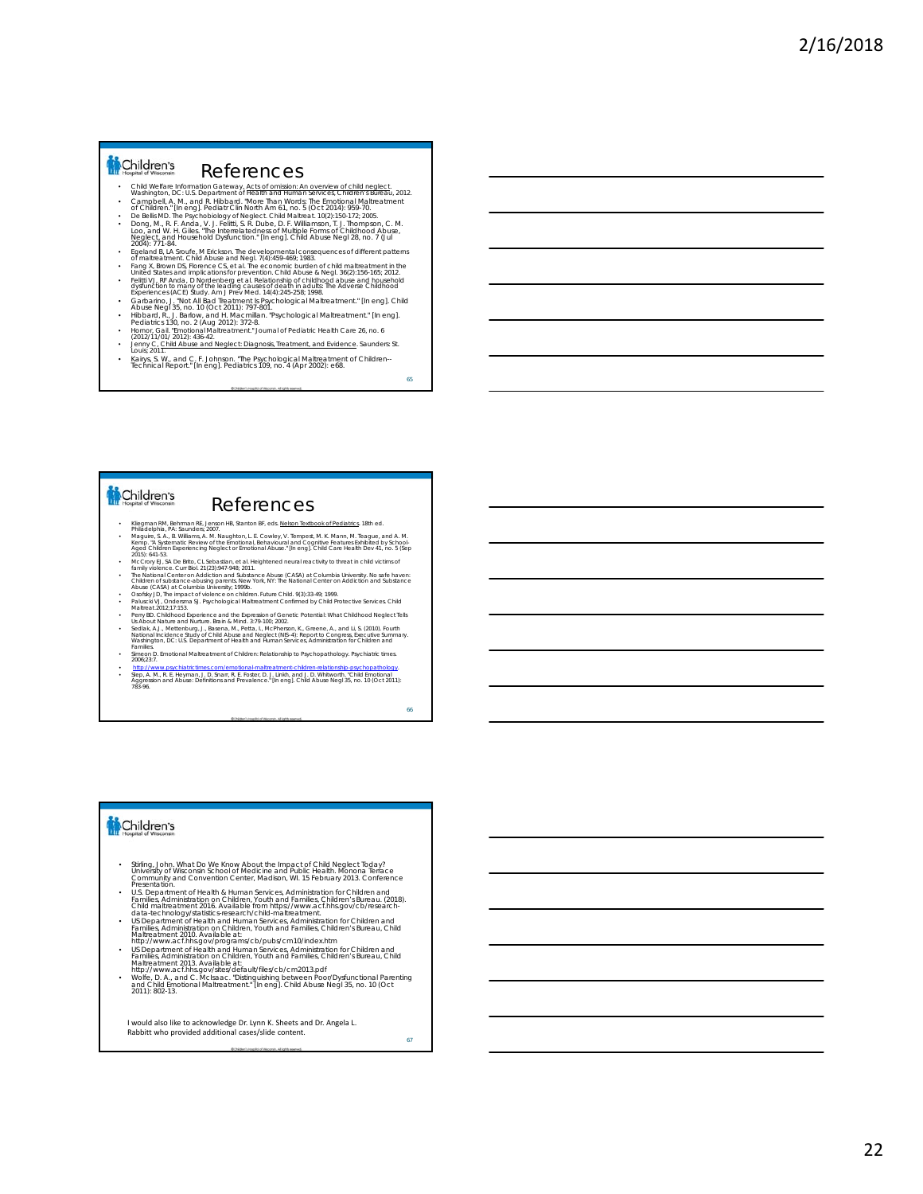# References

- Child Welfare Information Gateway, Acts of omission: An overview of child neglect. Washington, DC: U.S. Department of Health and Human Services, Children's Bureau, 2012.
- Campbell, A. M., and R. Hibbard. "More Than Words: The Emotional Maltreatment of Children." [In eng]. Pediatr Clin North Am 61, no. 5 (Oct 2014): 959-70.
- De Bellis MD. The Psychobiology of Neglect. Child Maltreat. 10(2):150-172; 2005.
- Dong, M., R. F. Anda, V. J. Felitti, S. R. Dube, D. F. Williamson, T. J. Thompson, C. M. Loo, and W. H. Giles. "The Interrelatedness of Multiple Forms of Childhood Abuse, Neglect, and Household Dysfunction." [In eng]. Child Abuse Negl 28, no. 7 (Jul 2004): 771-84.
- Egeland B, LA Sroufe, M Erickson. The developmental consequences of different patterns of maltreatment. Child Abuse and Negl. 7(4):459-469; 1983.
- Fang X, Brown DS, Florence CS, et al. The economic burden of child maltreatment in the United States and implications for prevention. Child Abuse & Negl. 36(2):156-165; 2012.
- Felitti VJ, RF Anda, D Nordenberg et al. Relationship of childhood abuse and household dysfunction to many of the leading causes of death in adults: The Adverse Childhood Experiences (ACE) Study. Am J Prev Med. 14(4):245-258; 1998.
- Garbarino, J. "Not All Bad Treatment Is Psychological Maltreatment." [In eng]. Child Abuse Negl 35, no. 10 (Oct 2011): 797-801.
- Hibbard, R., J. Barlow, and H. Macmillan. "Psychological Maltreatment." [In eng]. Pediatrics 130, no. 2 (Aug 2012): 372-8.
- Hornor, Gail. "Emotional Maltreatment." Journal of Pediatric Health Care 26, no. 6 (2012/11/01/ 2012): 436-42.
- Jenny C, Child Abuse and Neglect: Diagnosis, Treatment, and Evidence. Saunders: St. Louis; 2011.
- Kairys, S. W., and C. F. Johnson. "The Psychological Maltreatment of Children--Technical Report." [In eng]. Pediatrics 109, no. 4 (Apr 2002): e68.

# References

- Kliegman RM, Behrman RE, Jenson HB, Stanton BF, eds. Nelson Textbook of Pediatrics. 18th ed. Philadelphia, PA: Saunders; 2007.
- Maguire, S. A., B. Williams, A. M. Naughton, L. E. Cowley, V. Tempest, M. K. Mann, M. Teague, and A. M. Kemp. "A Systematic Review of the Emotional, Behavioural and Cognitive Features Exhibited by School-Aged Children Experiencing Neglect or Emotional Abuse." [In eng]. Child Care Health Dev 41, no. 5 (Sep 2015): 641-53.
- McCrory EJ, SA De Brito, CL Sebastian, et al. Heightened neural reactivity to threat in child victims of family violence. Curr Biol. 21(23):947-948; 2011.
- The National Center on Addiction and Substance Abuse (CASA) at Columbia University. No safe haven: Children of substance-abusing parents. New York, NY: The National Center on Addiction and Substance Abuse (CASA) at Columbia University; 1999b.
- Osofsky JD, The impact of violence on children. Future Child. 9(3):33-49; 1999.
- Paluscki VJ, Ondersma SJ. Psychological Maltreatment Confirmed by Child Protective Services. Child Maltreat. 2012;17:153.
- Perry BD. Childhood Experience and the Expression of Genetic Potential: What Childhood Neglect Tells Us About Nature and Nurture. Brain & Mind. 3:79-100; 2002.
- Sedlak, A.J., Mettenburg, J., Basena, M., Petta, I., McPherson, K., Greene, A., and Li, S. (2010). Fourth National Incidence Study of Child Abuse and Neglect (NIS-4): Report to Congress, Executive Summary. Washington, DC: U.S. Department of Health and Human Services, Administration for Children and Families.
- Simeon D. Emotional Maltreatment of Children: Relationship to Psychopathology. Psychiatric times. 2006;23:7.
- http://www.psychiatrictimes.com/emotional-maltreatment-children-relationship-psychopathology.
- Slep, A. M., R. E. Heyman, J. D. Snarr, R. E. Foster, D. J. Linkh, and J. D. Whitworth. "Child Emotional Aggression and Abuse: Definitions and Prevalence." [In eng]. Child Abuse Negl 35, no. 10 (Oct 2011): 783-96.

- Stirling, John. What Do We Know About the Impact of Child Neglect Today? University of Wisconsin School of Medicine and Public Health. Monona Terrace Community and Convention Center, Madison, WI. 15 February 2013. Conference Presentation.
- U.S. Department of Health & Human Services, Administration for Children and Families, Administration on Children, Youth and Families, Children's Bureau. (2018). Child maltreatment 2016. Available from https://www.acf.hhs.gov/cb/research-data-technology/statistics-research/child-maltreatment.
- US Department of Health and Human Services, Administration for Children and Families, Administration on Children, Youth and Families, Children's Bureau, Child Maltreatment 2010. Available at: http://www.acf.hhs.gov/programs/cb/pubs/cm10/index.htm
- US Department of Health and Human Services, Administration for Children and Families, Administration on Children, Youth and Families, Children's Bureau, Child Maltreatment 2013. Available at: http://www.acf.hhs.gov/sites/default/files/cb/cm2013.pdf
- Wolfe, D. A., and C. McIsaac. "Distinguishing between Poor/Dysfunctional Parenting and Child Emotional Maltreatment." [In eng]. Child Abuse Negl 35, no. 10 (Oct 2011): 802-13.

I would also like to acknowledge Dr. Lynn K. Sheets and Dr. Angela L. Rabbitt who provided additional cases/slide content.